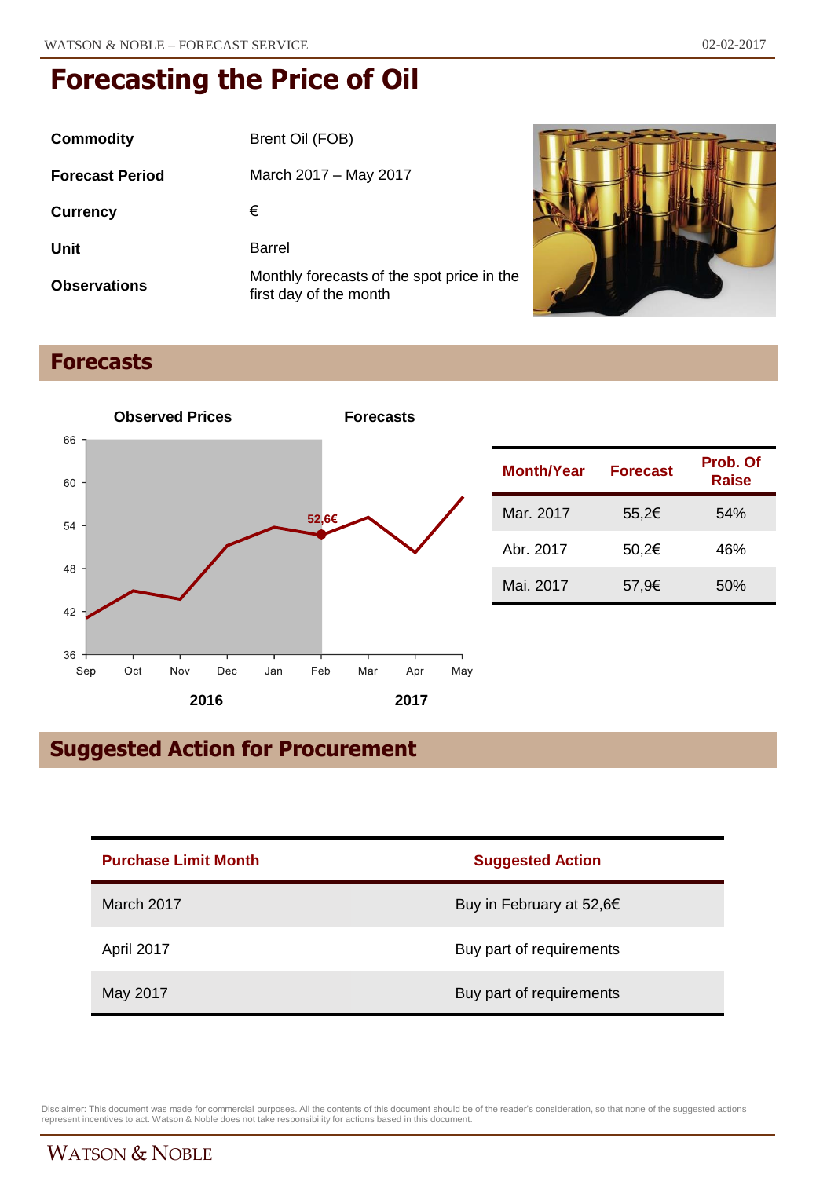# Forecasting the Price of Oil

| | |
|---|---|
| **Commodity** | Brent Oil (FOB) |
| **Forecast Period** | March 2017 – May 2017 |
| **Currency** | € |
| **Unit** | Barrel |
| **Observations** | Monthly forecasts of the spot price in the first day of the month |

## Forecasts

| Month/Year | Forecast | Prob. Of Raise |
|---|---|---|
| Mar. 2017 | 55,2€ | 54% |
| Abr. 2017 | 50,2€ | 46% |
| Mai. 2017 | 57,9€ | 50% |

## Suggested Action for Procurement

| Purchase Limit Month | Suggested Action |
|---|---|
| March 2017 | Buy in February at 52,6€ |
| April 2017 | Buy part of requirements |
| May 2017 | Buy part of requirements |

Disclaimer: This document was made for commercial purposes. All the contents of this document should be of the reader's consideration, so that none of the suggested actions represent incentives to act. Watson & Noble does not take responsibility for actions based in this document.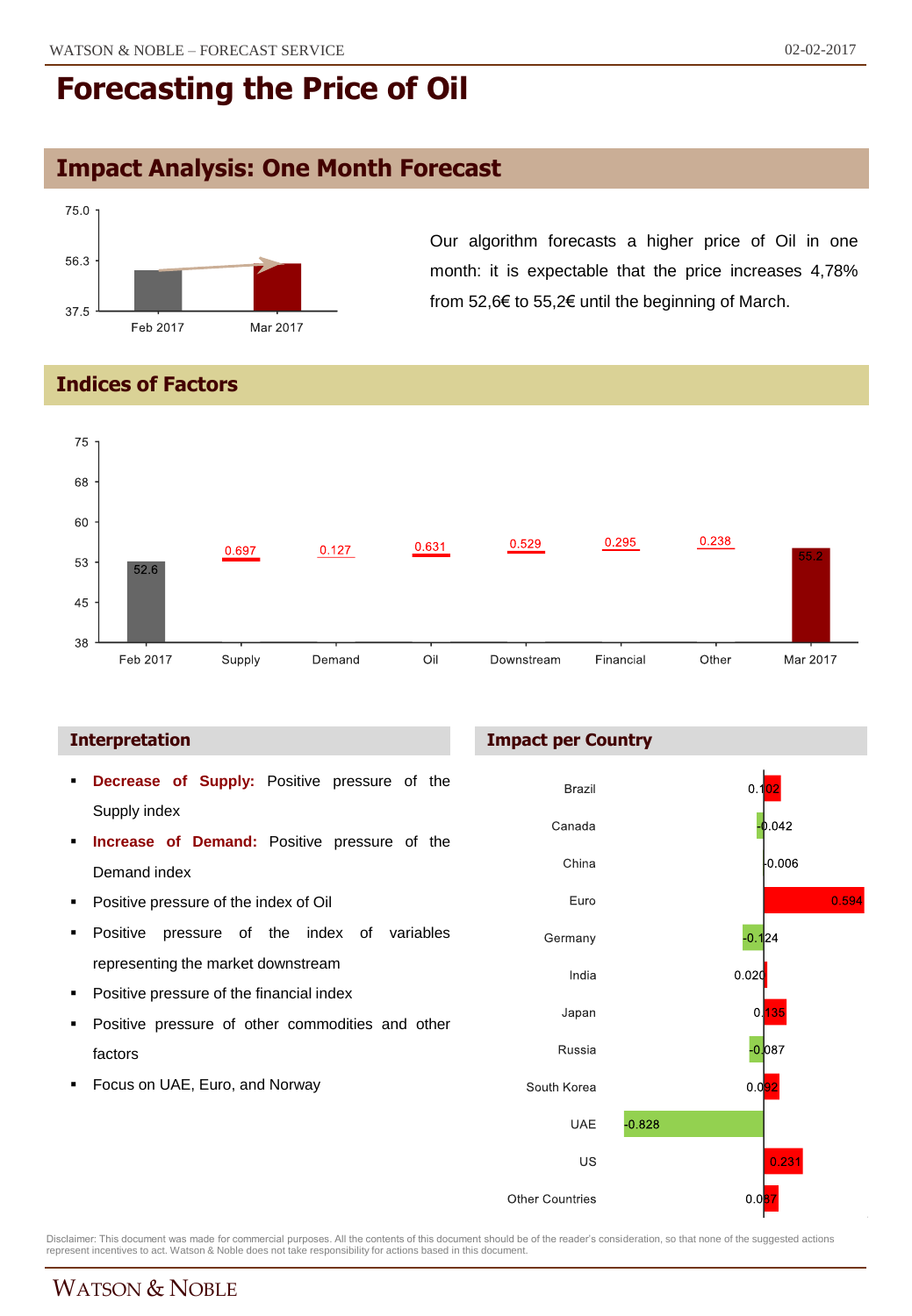# Forecasting the Price of Oil

## Impact Analysis: One Month Forecast

| | Feb 2017 | Mar 2017 |
|---|---|---|
| Price | 52.6 | 55.2 |

Our algorithm forecasts a higher price of Oil in one month: it is expectable that the price increases 4,78% from 52,6€ to 55,2€ until the beginning of March.

## Indices of Factors

| Feb 2017 | Supply | Demand | Oil | Downstream | Financial | Other | Mar 2017 |
|---|---|---|---|---|---|---|---|
| 52.6 | 0.697 | 0.127 | 0.631 | 0.529 | 0.295 | 0.238 | 55.2 |

### Interpretation

- **Decrease of Supply:** Positive pressure of the Supply index
- **Increase of Demand:** Positive pressure of the Demand index
- Positive pressure of the index of Oil
- Positive pressure of the index of variables representing the market downstream
- Positive pressure of the financial index
- Positive pressure of other commodities and other factors
- Focus on UAE, Euro, and Norway

### Impact per Country

| Country | Impact |
|---|---|
| Brazil | 0.102 |
| Canada | -0.042 |
| China | -0.006 |
| Euro | 0.594 |
| Germany | -0.124 |
| India | 0.020 |
| Japan | 0.135 |
| Russia | -0.087 |
| South Korea | 0.092 |
| UAE | -0.828 |
| US | 0.231 |
| Other Countries | 0.087 |

Disclaimer: This document was made for commercial purposes. All the contents of this document should be of the reader's consideration, so that none of the suggested actions represent incentives to act. Watson & Noble does not take responsibility for actions based in this document.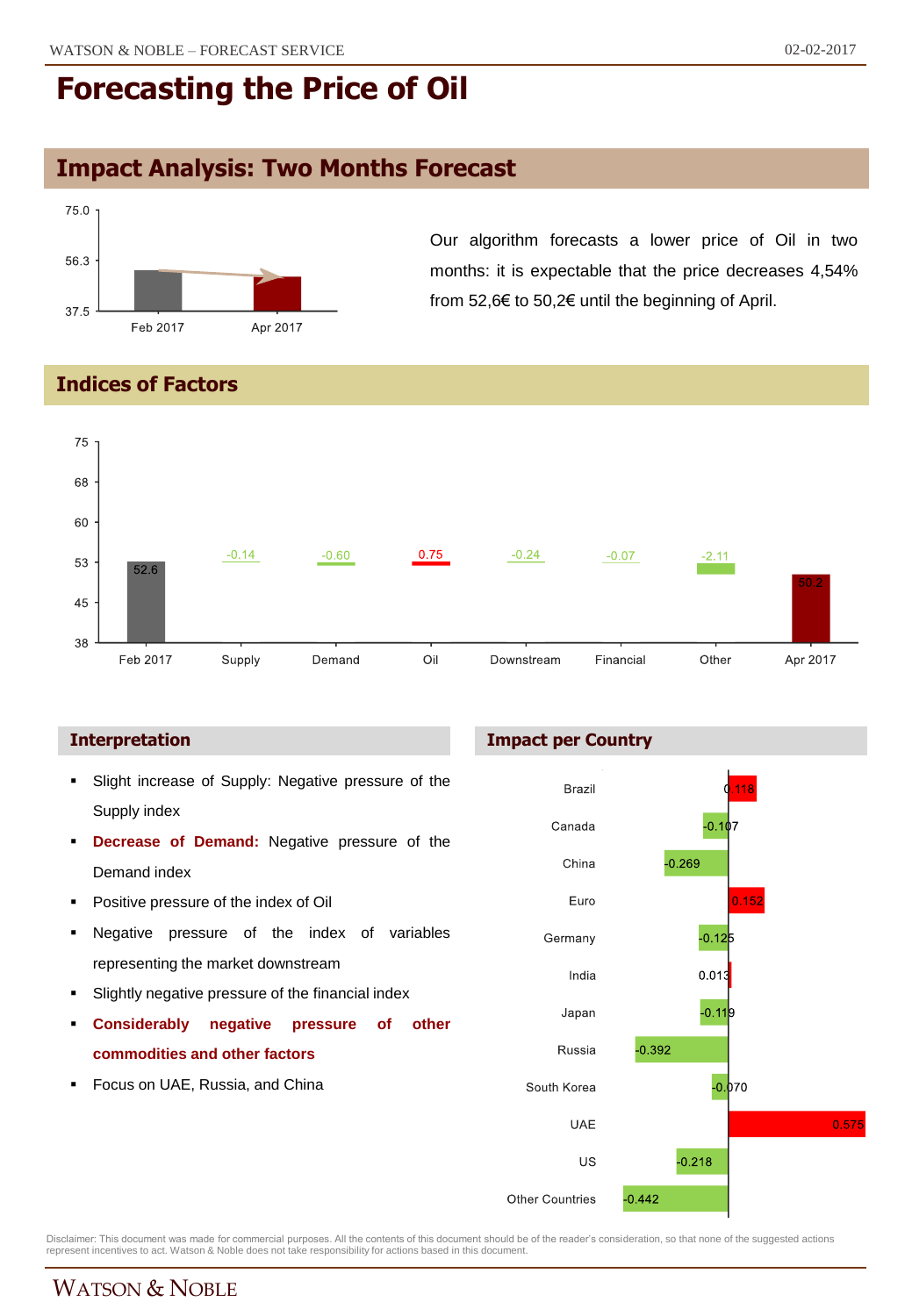# Forecasting the Price of Oil

## Impact Analysis: Two Months Forecast

| | Price |
|---|---|
| Feb 2017 | 52.6 |
| Apr 2017 | 50.2 |

Our algorithm forecasts a lower price of Oil in two months: it is expectable that the price decreases 4,54% from 52,6€ to 50,2€ until the beginning of April.

## Indices of Factors

| Feb 2017 | Supply | Demand | Oil | Downstream | Financial | Other | Apr 2017 |
|---|---|---|---|---|---|---|---|
| 52.6 | -0.14 | -0.60 | 0.75 | -0.24 | -0.07 | -2.11 | 50.2 |

### Interpretation

- Slight increase of Supply: Negative pressure of the Supply index
- **Decrease of Demand:** Negative pressure of the Demand index
- Positive pressure of the index of Oil
- Negative pressure of the index of variables representing the market downstream
- Slightly negative pressure of the financial index
- **Considerably negative pressure of other commodities and other factors**
- Focus on UAE, Russia, and China

### Impact per Country

| Country | Impact |
|---|---|
| Brazil | 0.118 |
| Canada | -0.107 |
| China | -0.269 |
| Euro | 0.152 |
| Germany | -0.125 |
| India | 0.013 |
| Japan | -0.119 |
| Russia | -0.392 |
| South Korea | -0.070 |
| UAE | 0.575 |
| US | -0.218 |
| Other Countries | -0.442 |

Disclaimer: This document was made for commercial purposes. All the contents of this document should be of the reader's consideration, so that none of the suggested actions represent incentives to act. Watson & Noble does not take responsibility for actions based in this document.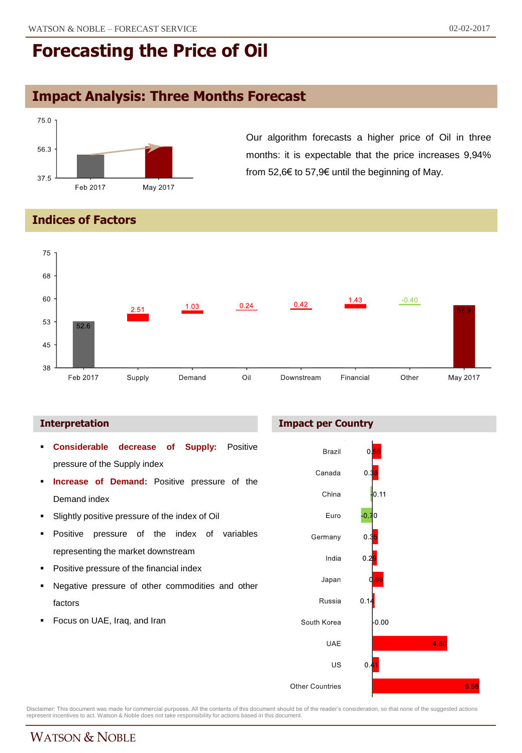# Forecasting the Price of Oil

## Impact Analysis: Three Months Forecast

Our algorithm forecasts a higher price of Oil in three months: it is expectable that the price increases 9,94% from 52,6€ to 57,9€ until the beginning of May.

## Indices of Factors

| Factor | Value |
|---|---|
| Feb 2017 | 52.6 |
| Supply | 2.51 |
| Demand | 1.03 |
| Oil | 0.24 |
| Downstream | 0.42 |
| Financial | 1.43 |
| Other | -0.40 |
| May 2017 | 57.9 |

### Interpretation

- **Considerable decrease of Supply:** Positive pressure of the Supply index
- **Increase of Demand:** Positive pressure of the Demand index
- Slightly positive pressure of the index of Oil
- Positive pressure of the index of variables representing the market downstream
- Positive pressure of the financial index
- Negative pressure of other commodities and other factors
- Focus on UAE, Iraq, and Iran

### Impact per Country

| Country | Impact |
|---|---|
| Brazil | 0.55 |
| Canada | 0.38 |
| China | -0.11 |
| Euro | -0.70 |
| Germany | 0.35 |
| India | 0.29 |
| Japan | 0.69 |
| Russia | 0.14 |
| South Korea | -0.00 |
| UAE | 4.60 |
| US | 0.41 |
| Other Countries | 6.58 |

Disclaimer: This document was made for commercial purposes. All the contents of this document should be of the reader's consideration, so that none of the suggested actions represent incentives to act. Watson & Noble does not take responsibility for actions based in this document.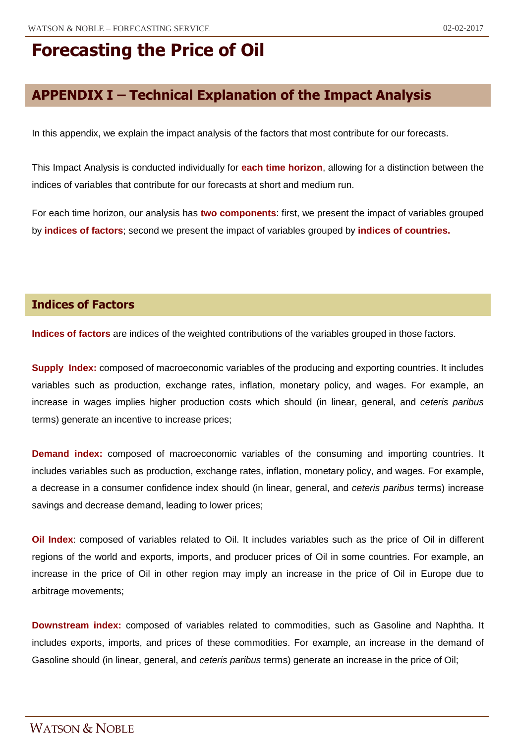# Forecasting the Price of Oil

## APPENDIX I – Technical Explanation of the Impact Analysis

In this appendix, we explain the impact analysis of the factors that most contribute for our forecasts.

This Impact Analysis is conducted individually for **each time horizon**, allowing for a distinction between the indices of variables that contribute for our forecasts at short and medium run.

For each time horizon, our analysis has **two components**: first, we present the impact of variables grouped by **indices of factors**; second we present the impact of variables grouped by **indices of countries.**

### Indices of Factors

**Indices of factors** are indices of the weighted contributions of the variables grouped in those factors.

**Supply Index:** composed of macroeconomic variables of the producing and exporting countries. It includes variables such as production, exchange rates, inflation, monetary policy, and wages. For example, an increase in wages implies higher production costs which should (in linear, general, and *ceteris paribus* terms) generate an incentive to increase prices;

**Demand index:** composed of macroeconomic variables of the consuming and importing countries. It includes variables such as production, exchange rates, inflation, monetary policy, and wages. For example, a decrease in a consumer confidence index should (in linear, general, and *ceteris paribus* terms) increase savings and decrease demand, leading to lower prices;

**Oil Index**: composed of variables related to Oil. It includes variables such as the price of Oil in different regions of the world and exports, imports, and producer prices of Oil in some countries. For example, an increase in the price of Oil in other region may imply an increase in the price of Oil in Europe due to arbitrage movements;

**Downstream index:** composed of variables related to commodities, such as Gasoline and Naphtha. It includes exports, imports, and prices of these commodities. For example, an increase in the demand of Gasoline should (in linear, general, and *ceteris paribus* terms) generate an increase in the price of Oil;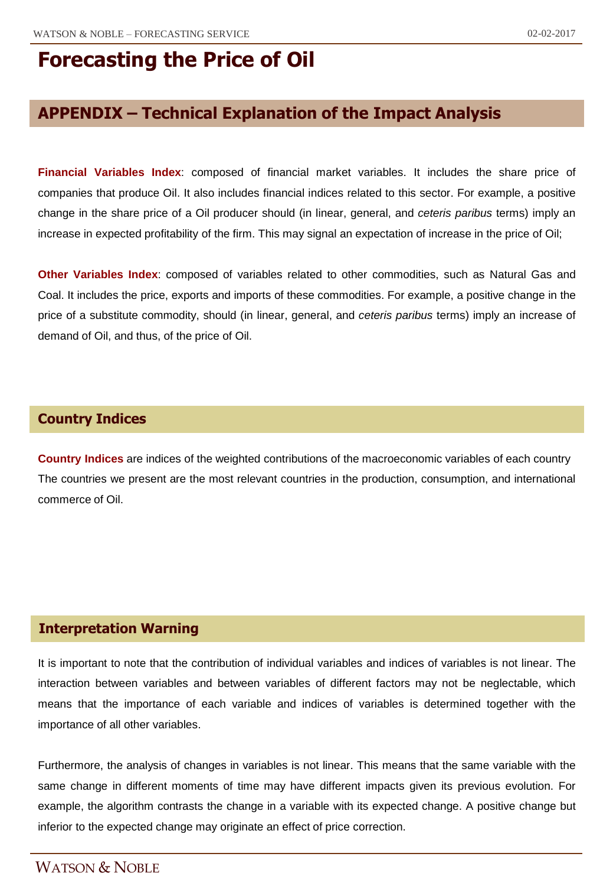# Forecasting the Price of Oil

## APPENDIX – Technical Explanation of the Impact Analysis

**Financial Variables Index**: composed of financial market variables. It includes the share price of companies that produce Oil. It also includes financial indices related to this sector. For example, a positive change in the share price of a Oil producer should (in linear, general, and *ceteris paribus* terms) imply an increase in expected profitability of the firm. This may signal an expectation of increase in the price of Oil;

**Other Variables Index**: composed of variables related to other commodities, such as Natural Gas and Coal. It includes the price, exports and imports of these commodities. For example, a positive change in the price of a substitute commodity, should (in linear, general, and *ceteris paribus* terms) imply an increase of demand of Oil, and thus, of the price of Oil.

### Country Indices

**Country Indices** are indices of the weighted contributions of the macroeconomic variables of each country The countries we present are the most relevant countries in the production, consumption, and international commerce of Oil.

### Interpretation Warning

It is important to note that the contribution of individual variables and indices of variables is not linear. The interaction between variables and between variables of different factors may not be neglectable, which means that the importance of each variable and indices of variables is determined together with the importance of all other variables.

Furthermore, the analysis of changes in variables is not linear. This means that the same variable with the same change in different moments of time may have different impacts given its previous evolution. For example, the algorithm contrasts the change in a variable with its expected change. A positive change but inferior to the expected change may originate an effect of price correction.